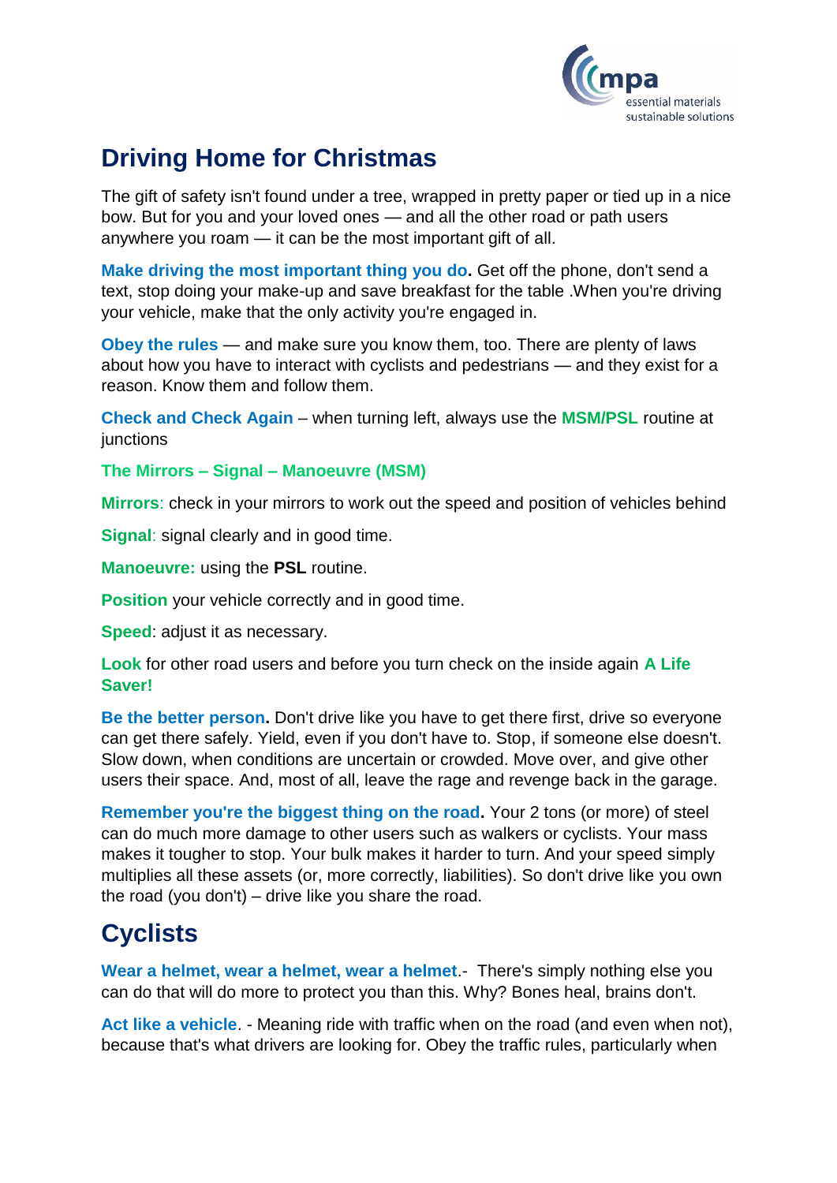# Driving Home for Christmas

The gift of safety isn't found under a tree, wrapped in pretty paper or tied up in a nice bow. But for you and your loved ones — and all the other road or path users anywhere you roam — it can be the most important gift of all.

**Make driving the most important thing you do.** Get off the phone, don't send a text, stop doing your make-up and save breakfast for the table .When you're driving your vehicle, make that the only activity you're engaged in.

**Obey the rules** — and make sure you know them, too. There are plenty of laws about how you have to interact with cyclists and pedestrians — and they exist for a reason. Know them and follow them.

**Check and Check Again** – when turning left, always use the **MSM/PSL** routine at junctions

**The Mirrors – Signal – Manoeuvre (MSM)**

**Mirrors**: check in your mirrors to work out the speed and position of vehicles behind

**Signal**: signal clearly and in good time.

**Manoeuvre:** using the **PSL** routine.

**Position** your vehicle correctly and in good time.

**Speed**: adjust it as necessary.

**Look** for other road users and before you turn check on the inside again **A Life Saver!**

**Be the better person.** Don't drive like you have to get there first, drive so everyone can get there safely. Yield, even if you don't have to. Stop, if someone else doesn't. Slow down, when conditions are uncertain or crowded. Move over, and give other users their space. And, most of all, leave the rage and revenge back in the garage.

**Remember you're the biggest thing on the road.** Your 2 tons (or more) of steel can do much more damage to other users such as walkers or cyclists. Your mass makes it tougher to stop. Your bulk makes it harder to turn. And your speed simply multiplies all these assets (or, more correctly, liabilities). So don't drive like you own the road (you don't) – drive like you share the road.

# Cyclists

**Wear a helmet, wear a helmet, wear a helmet**.- There's simply nothing else you can do that will do more to protect you than this. Why? Bones heal, brains don't.

**Act like a vehicle**. - Meaning ride with traffic when on the road (and even when not), because that's what drivers are looking for. Obey the traffic rules, particularly when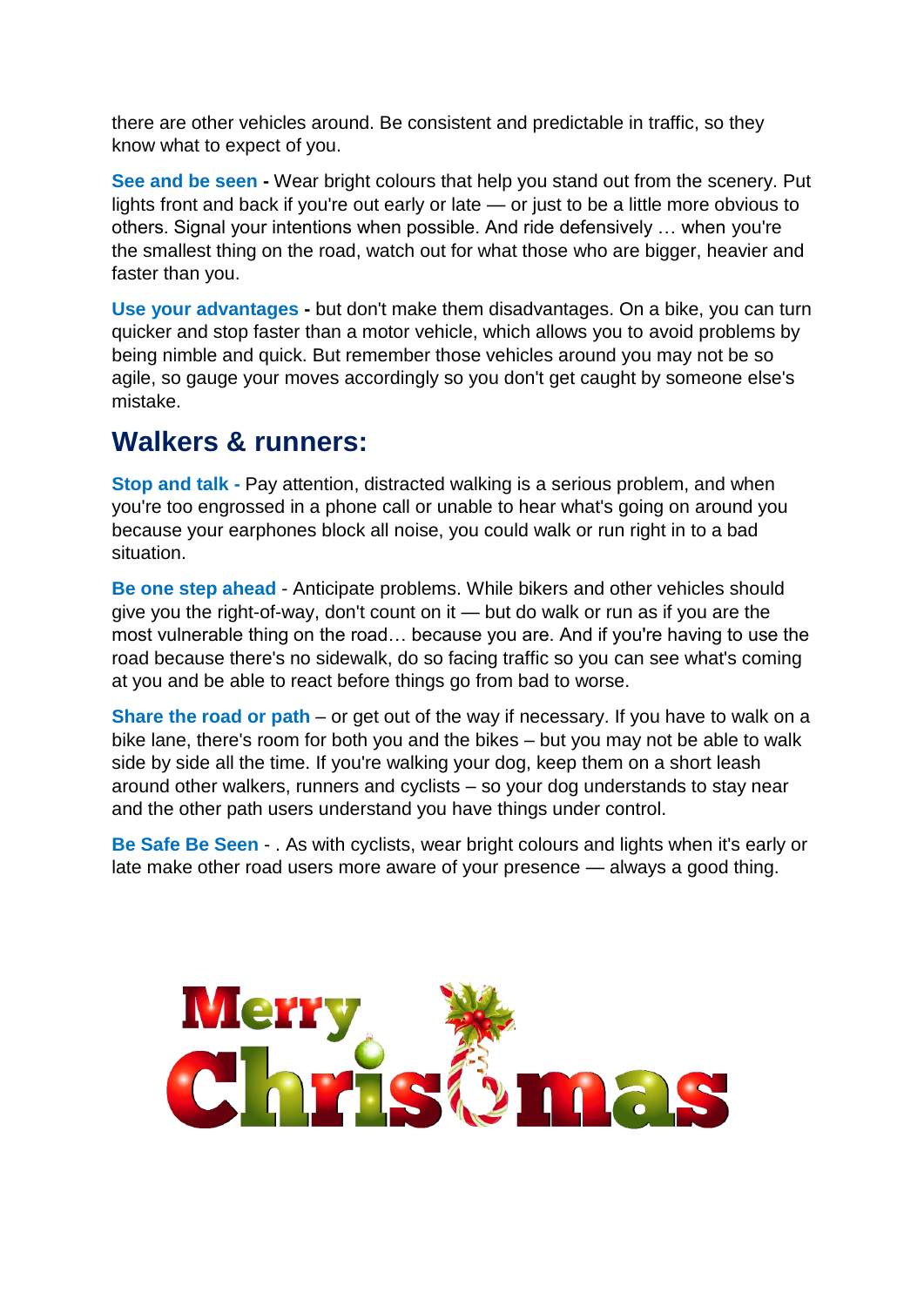there are other vehicles around. Be consistent and predictable in traffic, so they know what to expect of you.

**See and be seen -** Wear bright colours that help you stand out from the scenery. Put lights front and back if you're out early or late — or just to be a little more obvious to others. Signal your intentions when possible. And ride defensively … when you're the smallest thing on the road, watch out for what those who are bigger, heavier and faster than you.

**Use your advantages -** but don't make them disadvantages. On a bike, you can turn quicker and stop faster than a motor vehicle, which allows you to avoid problems by being nimble and quick. But remember those vehicles around you may not be so agile, so gauge your moves accordingly so you don't get caught by someone else's mistake.

## Walkers & runners:

**Stop and talk -** Pay attention, distracted walking is a serious problem, and when you're too engrossed in a phone call or unable to hear what's going on around you because your earphones block all noise, you could walk or run right in to a bad situation.

**Be one step ahead** - Anticipate problems. While bikers and other vehicles should give you the right-of-way, don't count on it — but do walk or run as if you are the most vulnerable thing on the road… because you are. And if you're having to use the road because there's no sidewalk, do so facing traffic so you can see what's coming at you and be able to react before things go from bad to worse.

**Share the road or path** – or get out of the way if necessary. If you have to walk on a bike lane, there's room for both you and the bikes – but you may not be able to walk side by side all the time. If you're walking your dog, keep them on a short leash around other walkers, runners and cyclists – so your dog understands to stay near and the other path users understand you have things under control.

**Be Safe Be Seen** - . As with cyclists, wear bright colours and lights when it's early or late make other road users more aware of your presence — always a good thing.

Merry Christmas